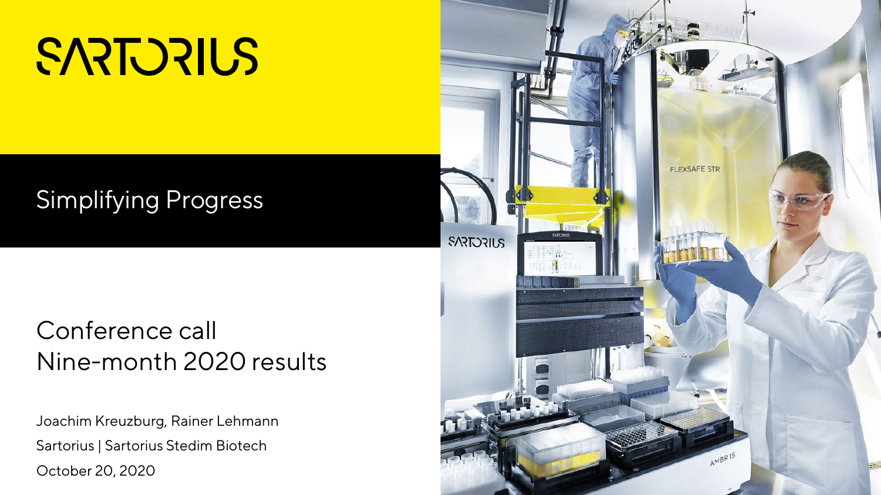# SARTORIUS

## Simplifying Progress

# Conference call
# Nine-month 2020 results

Joachim Kreuzburg, Rainer Lehmann

Sartorius | Sartorius Stedim Biotech

October 20, 2020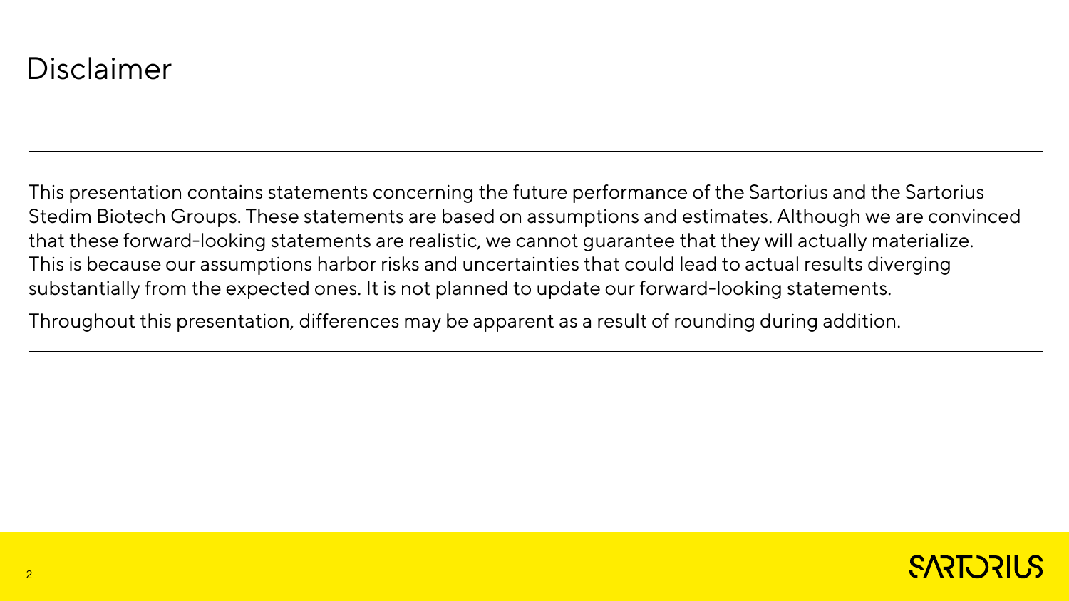# Disclaimer

This presentation contains statements concerning the future performance of the Sartorius and the Sartorius Stedim Biotech Groups. These statements are based on assumptions and estimates. Although we are convinced that these forward-looking statements are realistic, we cannot guarantee that they will actually materialize. This is because our assumptions harbor risks and uncertainties that could lead to actual results diverging substantially from the expected ones. It is not planned to update our forward-looking statements.

Throughout this presentation, differences may be apparent as a result of rounding during addition.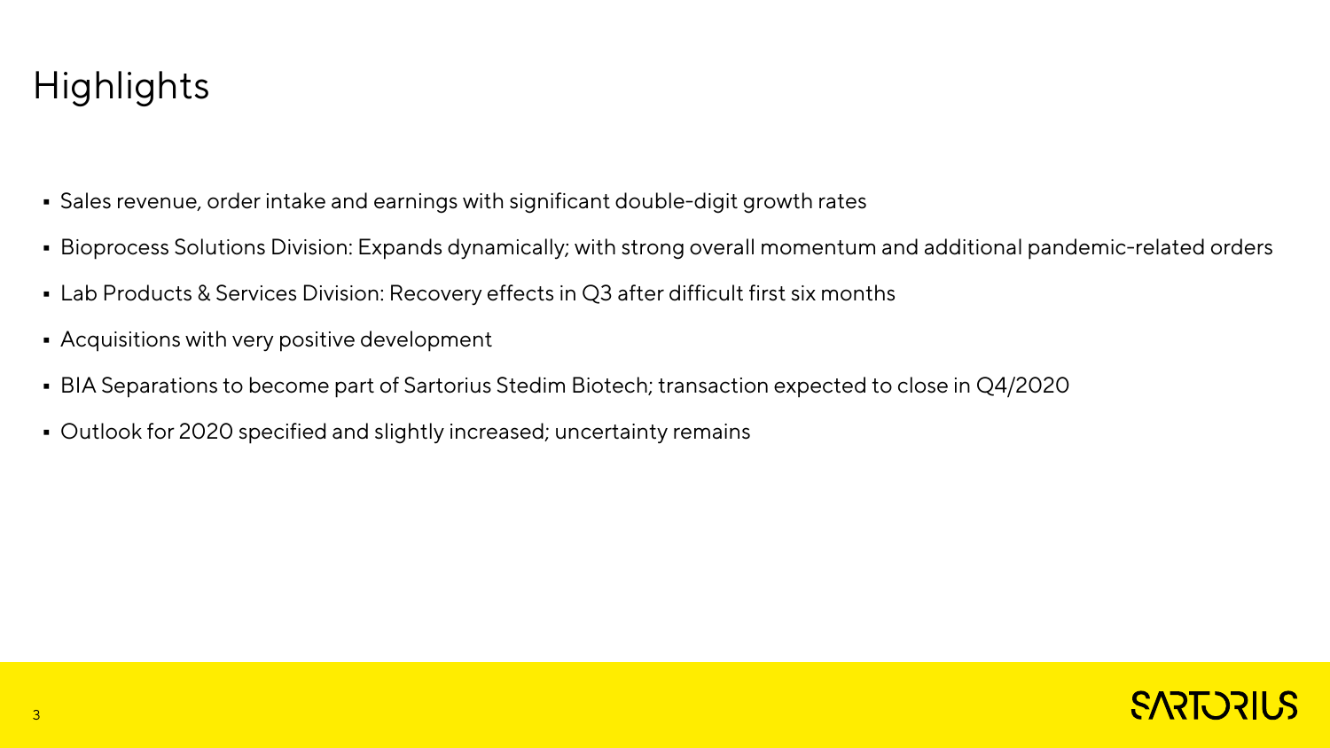# Highlights

- Sales revenue, order intake and earnings with significant double-digit growth rates
- Bioprocess Solutions Division: Expands dynamically; with strong overall momentum and additional pandemic-related orders
- Lab Products & Services Division: Recovery effects in Q3 after difficult first six months
- Acquisitions with very positive development
- BIA Separations to become part of Sartorius Stedim Biotech; transaction expected to close in Q4/2020
- Outlook for 2020 specified and slightly increased; uncertainty remains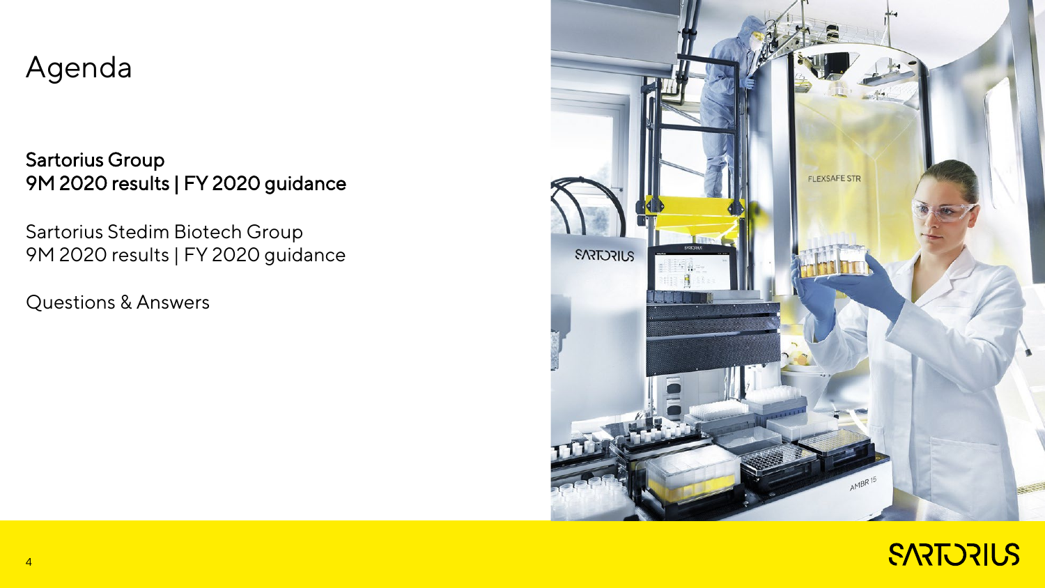# Agenda

**Sartorius Group**
**9M 2020 results | FY 2020 guidance**

Sartorius Stedim Biotech Group
9M 2020 results | FY 2020 guidance

Questions & Answers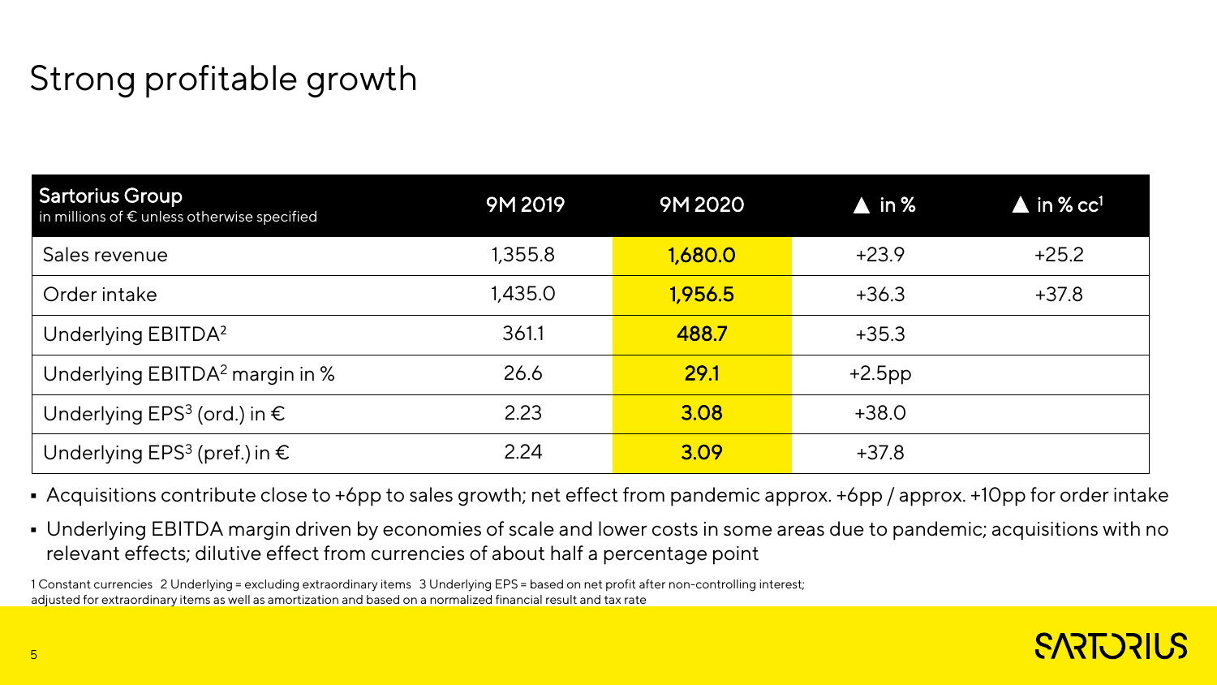# Strong profitable growth

| Sartorius Group<br>in millions of € unless otherwise specified | 9M 2019 | 9M 2020 | ▲ in % | ▲ in % cc[1] |
|---|---|---|---|---|
| Sales revenue | 1,355.8 | **1,680.0** | +23.9 | +25.2 |
| Order intake | 1,435.0 | **1,956.5** | +36.3 | +37.8 |
| Underlying EBITDA[2] | 361.1 | **488.7** | +35.3 | |
| Underlying EBITDA[2] margin in % | 26.6 | **29.1** | +2.5pp | |
| Underlying EPS[3] (ord.) in € | 2.23 | **3.08** | +38.0 | |
| Underlying EPS[3] (pref.) in € | 2.24 | **3.09** | +37.8 | |

- Acquisitions contribute close to +6pp to sales growth; net effect from pandemic approx. +6pp / approx. +10pp for order intake
- Underlying EBITDA margin driven by economies of scale and lower costs in some areas due to pandemic; acquisitions with no relevant effects; dilutive effect from currencies of about half a percentage point

1 Constant currencies 2 Underlying = excluding extraordinary items 3 Underlying EPS = based on net profit after non-controlling interest; adjusted for extraordinary items as well as amortization and based on a normalized financial result and tax rate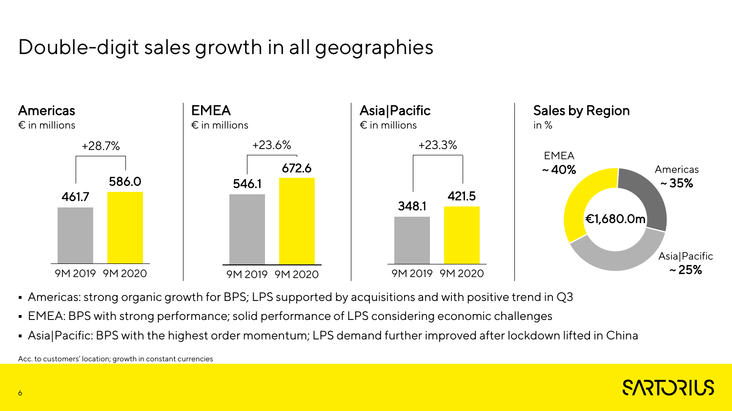# Double-digit sales growth in all geographies

## Americas

€ in millions

| | 9M 2019 | 9M 2020 |
|---|---|---|
| Americas | 461.7 | 586.0 |

+28.7%

## EMEA

€ in millions

| | 9M 2019 | 9M 2020 |
|---|---|---|
| EMEA | 546.1 | 672.6 |

+23.6%

## Asia|Pacific

€ in millions

| | 9M 2019 | 9M 2020 |
|---|---|---|
| Asia\|Pacific | 348.1 | 421.5 |

+23.3%

## Sales by Region

in %

€1,680.0m

| Region | Share |
|---|---|
| EMEA | ~ 40% |
| Americas | ~ 35% |
| Asia\|Pacific | ~ 25% |

- Americas: strong organic growth for BPS; LPS supported by acquisitions and with positive trend in Q3
- EMEA: BPS with strong performance; solid performance of LPS considering economic challenges
- Asia|Pacific: BPS with the highest order momentum; LPS demand further improved after lockdown lifted in China

Acc. to customers' location; growth in constant currencies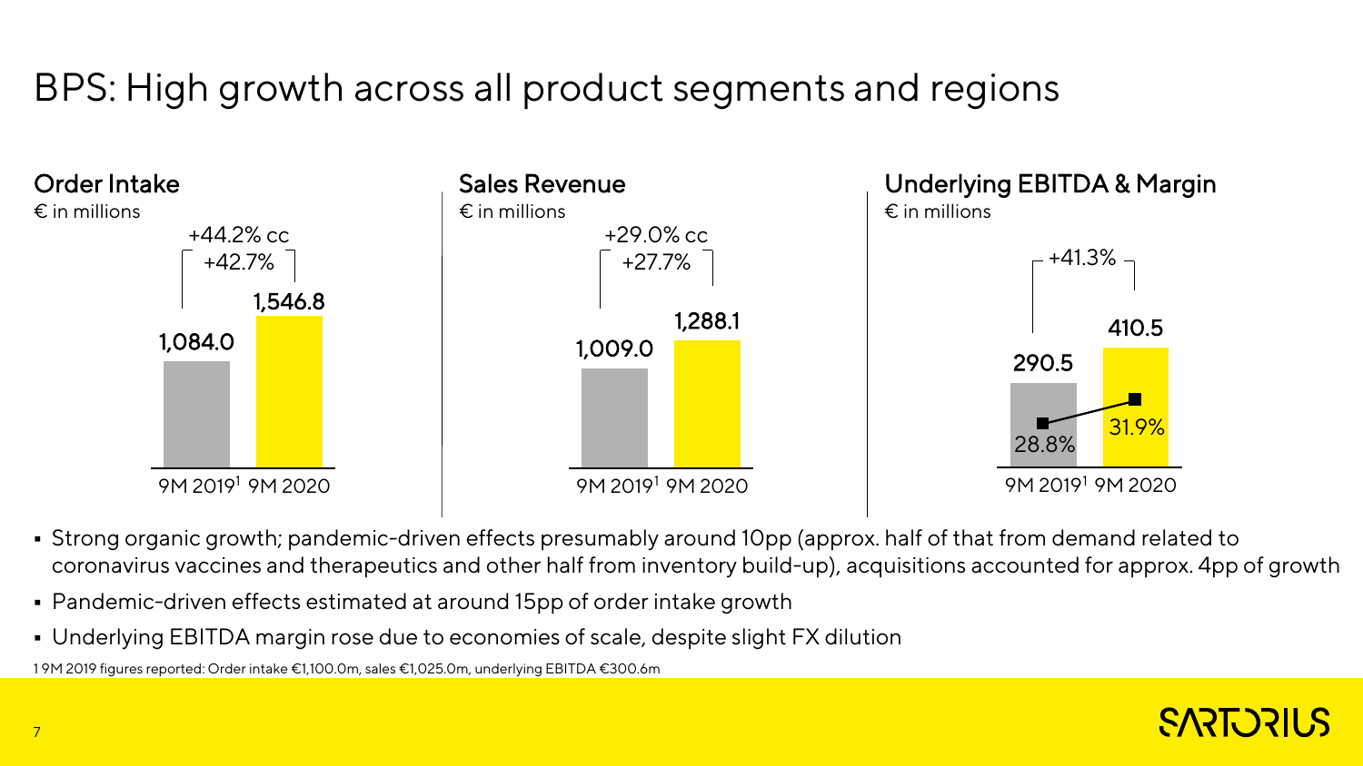# BPS: High growth across all product segments and regions

## Order Intake

€ in millions

| | 9M 2019[1] | 9M 2020 |
|---|---|---|
| Order Intake | 1,084.0 | 1,546.8 |

+44.2% cc
+42.7%

## Sales Revenue

€ in millions

| | 9M 2019[1] | 9M 2020 |
|---|---|---|
| Sales Revenue | 1,009.0 | 1,288.1 |

+29.0% cc
+27.7%

## Underlying EBITDA & Margin

€ in millions

| | 9M 2019[1] | 9M 2020 |
|---|---|---|
| Underlying EBITDA | 290.5 | 410.5 |
| Margin | 28.8% | 31.9% |

+41.3%

- Strong organic growth; pandemic-driven effects presumably around 10pp (approx. half of that from demand related to coronavirus vaccines and therapeutics and other half from inventory build-up), acquisitions accounted for approx. 4pp of growth
- Pandemic-driven effects estimated at around 15pp of order intake growth
- Underlying EBITDA margin rose due to economies of scale, despite slight FX dilution

1 9M 2019 figures reported: Order intake €1,100.0m, sales €1,025.0m, underlying EBITDA €300.6m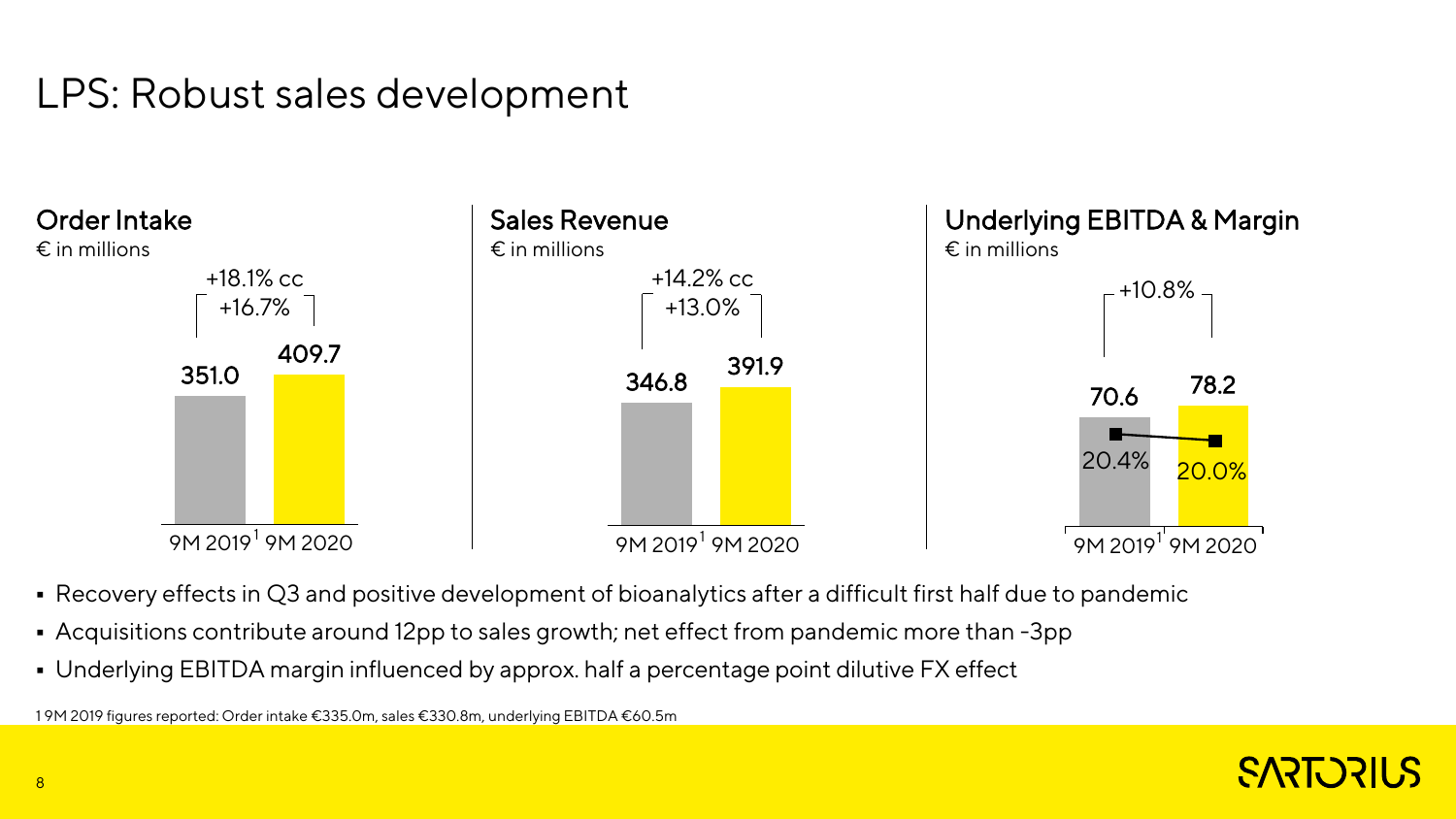# LPS: Robust sales development

## Order Intake

€ in millions

| | 9M 2019[1] | 9M 2020 |
|---|---|---|
| Order Intake | 351.0 | 409.7 |

+18.1% cc
+16.7%

## Sales Revenue

€ in millions

| | 9M 2019[1] | 9M 2020 |
|---|---|---|
| Sales Revenue | 346.8 | 391.9 |

+14.2% cc
+13.0%

## Underlying EBITDA & Margin

€ in millions

| | 9M 2019[1] | 9M 2020 |
|---|---|---|
| Underlying EBITDA | 70.6 | 78.2 |
| Margin | 20.4% | 20.0% |

+10.8%

- Recovery effects in Q3 and positive development of bioanalytics after a difficult first half due to pandemic
- Acquisitions contribute around 12pp to sales growth; net effect from pandemic more than -3pp
- Underlying EBITDA margin influenced by approx. half a percentage point dilutive FX effect

1 9M 2019 figures reported: Order intake €335.0m, sales €330.8m, underlying EBITDA €60.5m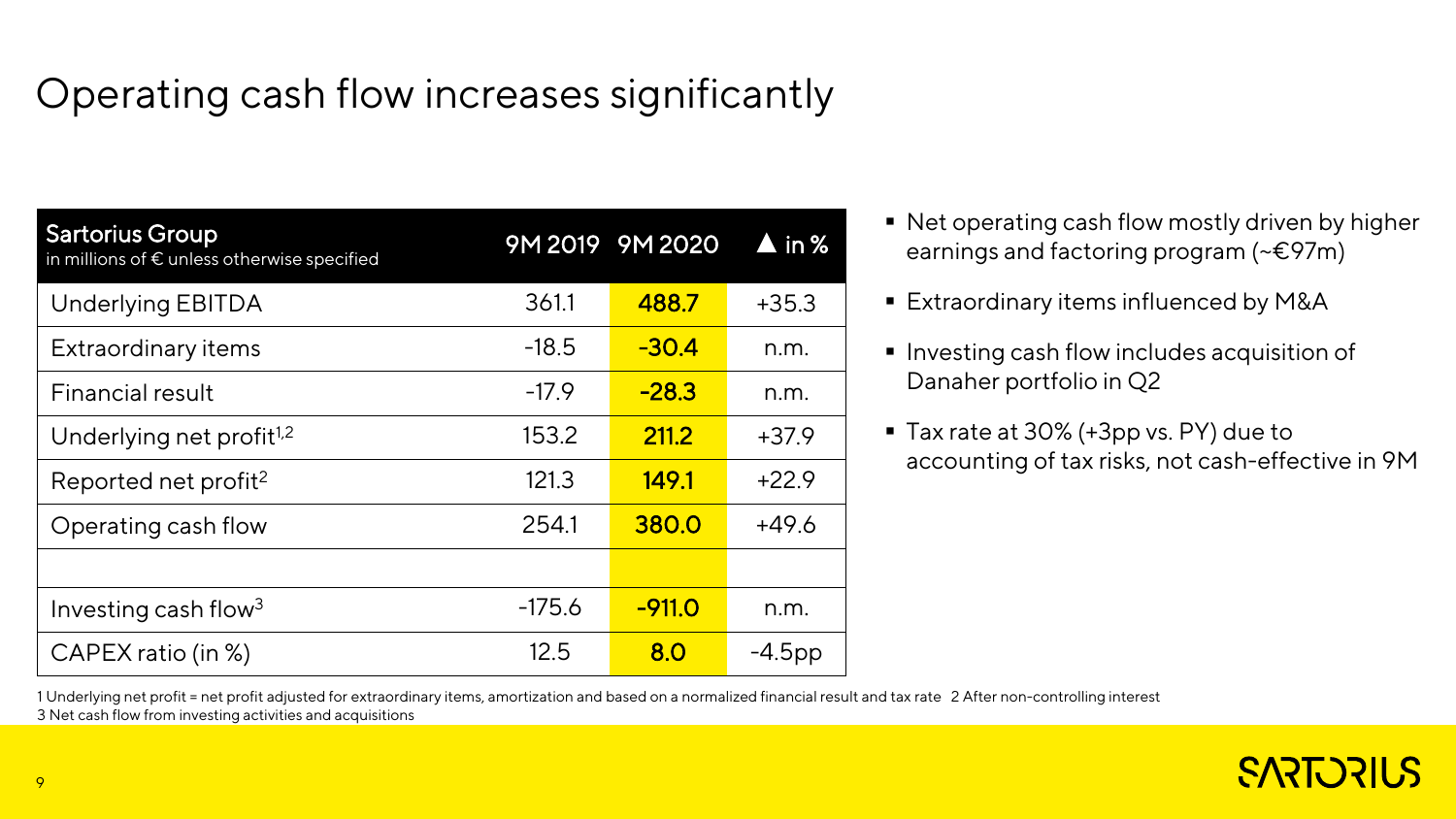# Operating cash flow increases significantly

| Sartorius Group<br>in millions of € unless otherwise specified | 9M 2019 | 9M 2020 | ▲ in % |
|---|---|---|---|
| Underlying EBITDA | 361.1 | **488.7** | +35.3 |
| Extraordinary items | -18.5 | **-30.4** | n.m. |
| Financial result | -17.9 | **-28.3** | n.m. |
| Underlying net profit[1,2] | 153.2 | **211.2** | +37.9 |
| Reported net profit[2] | 121.3 | **149.1** | +22.9 |
| Operating cash flow | 254.1 | **380.0** | +49.6 |
| | | | |
| Investing cash flow[3] | -175.6 | **-911.0** | n.m. |
| CAPEX ratio (in %) | 12.5 | **8.0** | -4.5pp |

- Net operating cash flow mostly driven by higher earnings and factoring program (~€97m)
- Extraordinary items influenced by M&A
- Investing cash flow includes acquisition of Danaher portfolio in Q2
- Tax rate at 30% (+3pp vs. PY) due to accounting of tax risks, not cash-effective in 9M

1 Underlying net profit = net profit adjusted for extraordinary items, amortization and based on a normalized financial result and tax rate 2 After non-controlling interest
3 Net cash flow from investing activities and acquisitions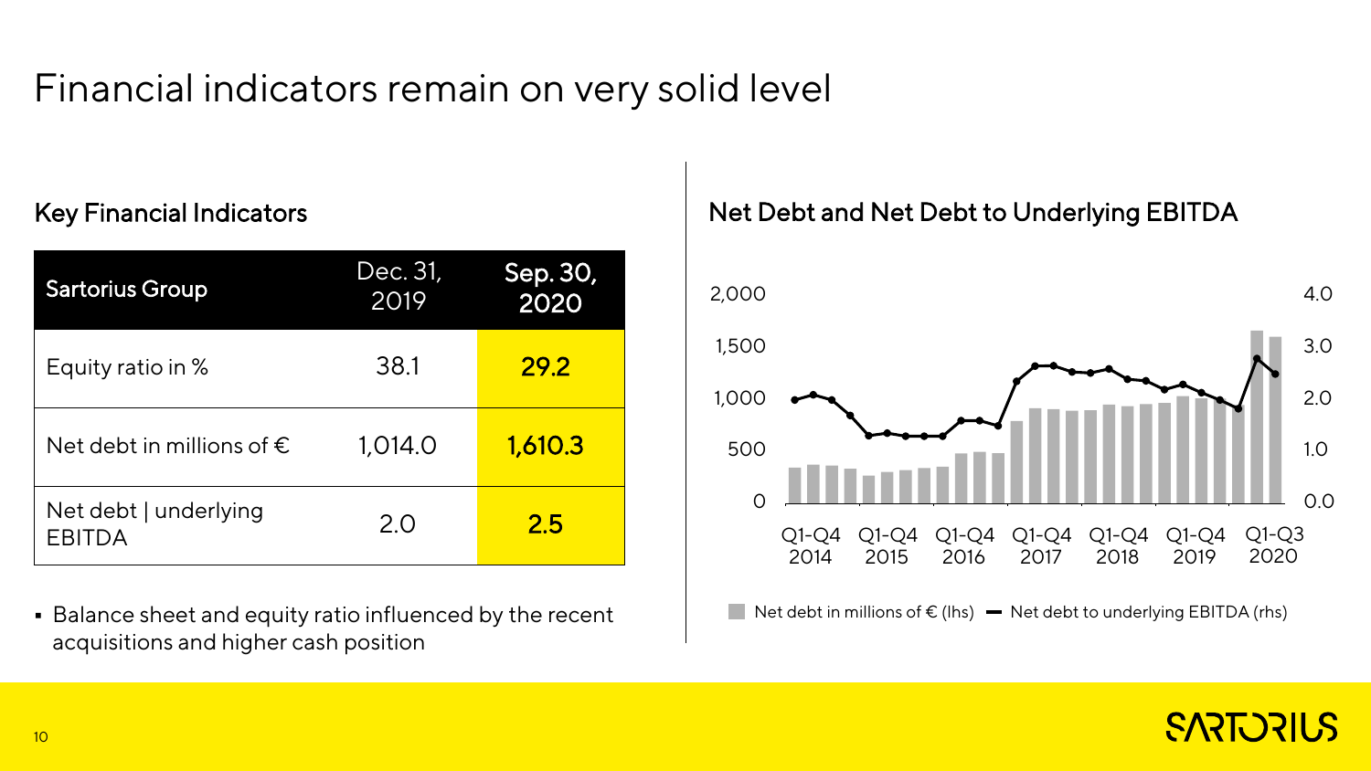# Financial indicators remain on very solid level

## Key Financial Indicators

| Sartorius Group | Dec. 31, 2019 | Sep. 30, 2020 |
|---|---|---|
| Equity ratio in % | 38.1 | **29.2** |
| Net debt in millions of € | 1,014.0 | **1,610.3** |
| Net debt \| underlying EBITDA | 2.0 | **2.5** |

- Balance sheet and equity ratio influenced by the recent acquisitions and higher cash position

## Net Debt and Net Debt to Underlying EBITDA

Q1-Q4 2014 · Q1-Q4 2015 · Q1-Q4 2016 · Q1-Q4 2017 · Q1-Q4 2018 · Q1-Q4 2019 · Q1-Q3 2020

Net debt in millions of € (lhs) — Net debt to underlying EBITDA (rhs)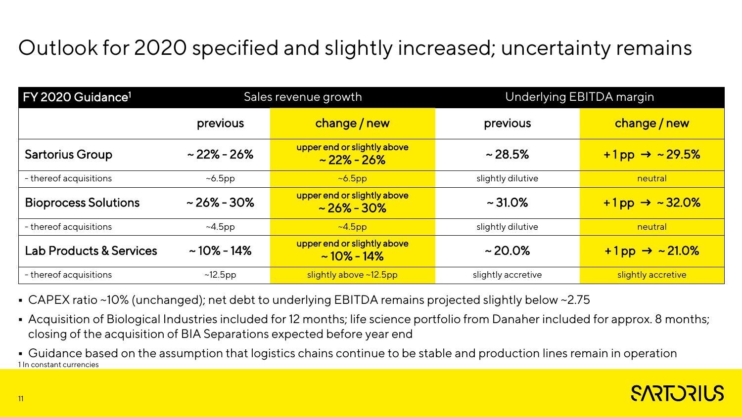# Outlook for 2020 specified and slightly increased; uncertainty remains

| FY 2020 Guidance[1] | Sales revenue growth | | Underlying EBITDA margin | |
|---|---|---|---|---|
| | previous | change / new | previous | change / new |
| **Sartorius Group** | ~ 22% - 26% | upper end or slightly above ~ 22% - 26% | ~ 28.5% | +1 pp → ~ 29.5% |
| - thereof acquisitions | ~6.5pp | ~6.5pp | slightly dilutive | neutral |
| **Bioprocess Solutions** | ~ 26% - 30% | upper end or slightly above ~ 26% - 30% | ~ 31.0% | +1 pp → ~ 32.0% |
| - thereof acquisitions | ~4.5pp | ~4.5pp | slightly dilutive | neutral |
| **Lab Products & Services** | ~ 10% - 14% | upper end or slightly above ~ 10% - 14% | ~ 20.0% | +1 pp → ~ 21.0% |
| - thereof acquisitions | ~12.5pp | slightly above ~12.5pp | slightly accretive | slightly accretive |

- CAPEX ratio ~10% (unchanged); net debt to underlying EBITDA remains projected slightly below ~2.75
- Acquisition of Biological Industries included for 12 months; life science portfolio from Danaher included for approx. 8 months; closing of the acquisition of BIA Separations expected before year end
- Guidance based on the assumption that logistics chains continue to be stable and production lines remain in operation

1 In constant currencies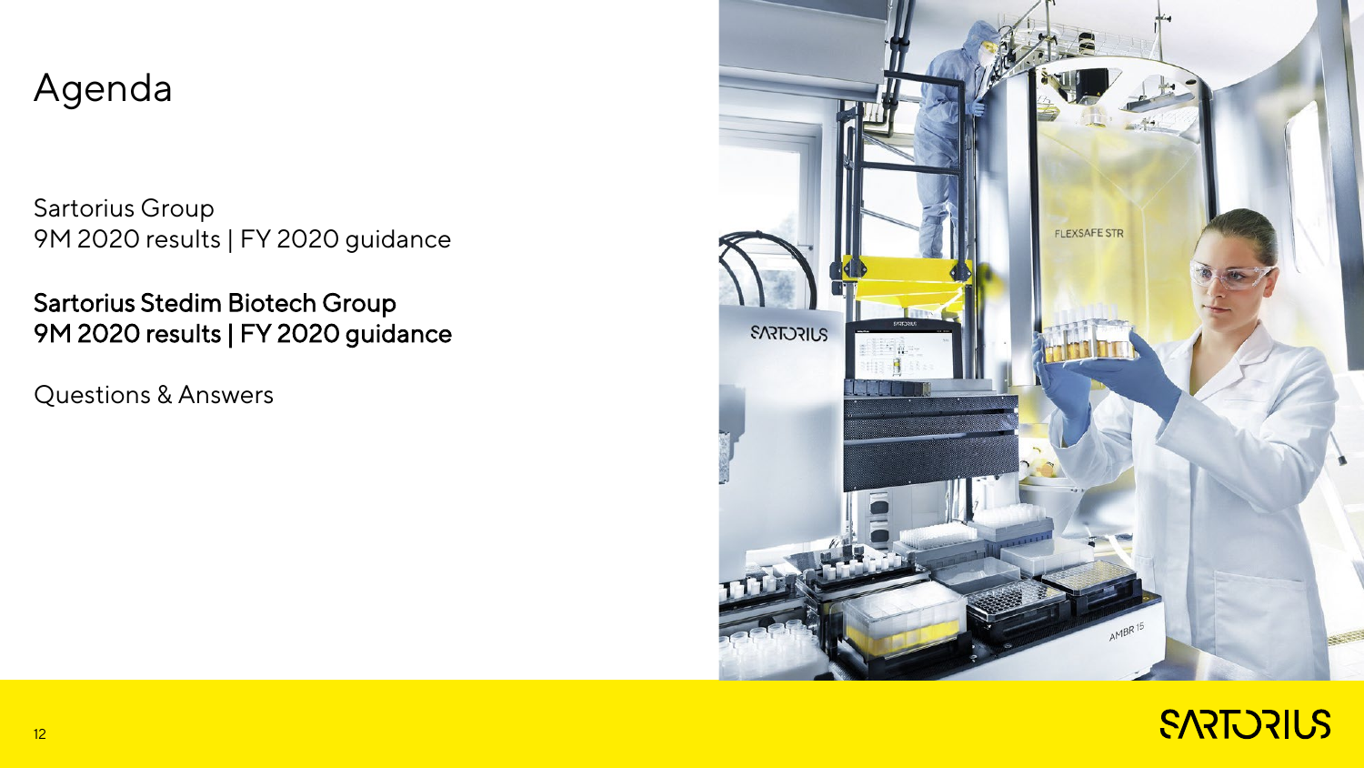# Agenda

Sartorius Group
9M 2020 results | FY 2020 guidance

**Sartorius Stedim Biotech Group**
**9M 2020 results | FY 2020 guidance**

Questions & Answers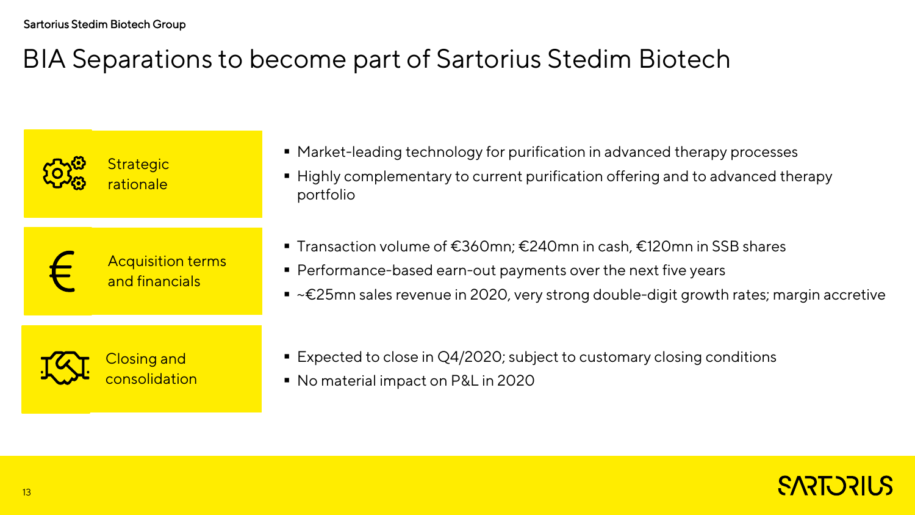# BIA Separations to become part of Sartorius Stedim Biotech

## Strategic rationale

- Market-leading technology for purification in advanced therapy processes
- Highly complementary to current purification offering and to advanced therapy portfolio

## Acquisition terms and financials

- Transaction volume of €360mn; €240mn in cash, €120mn in SSB shares
- Performance-based earn-out payments over the next five years
- ~€25mn sales revenue in 2020, very strong double-digit growth rates; margin accretive

## Closing and consolidation

- Expected to close in Q4/2020; subject to customary closing conditions
- No material impact on P&L in 2020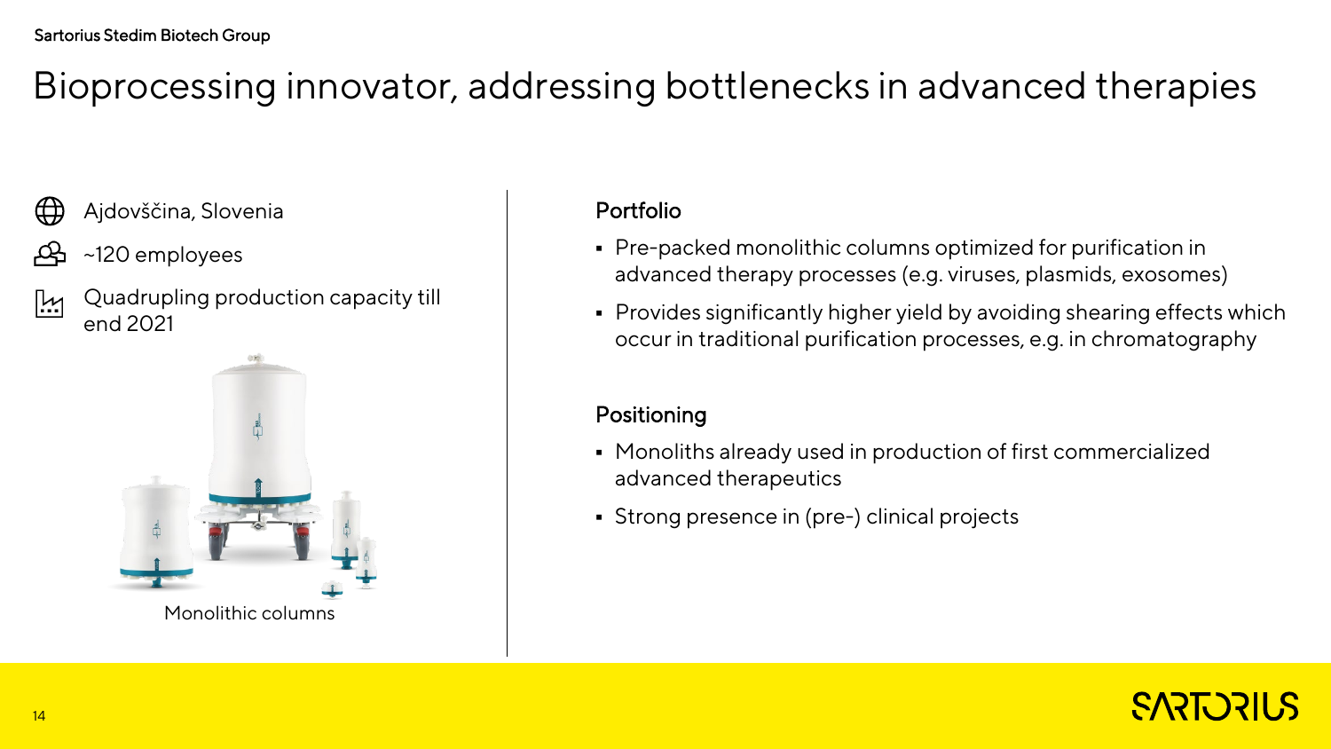# Bioprocessing innovator, addressing bottlenecks in advanced therapies

- Ajdovščina, Slovenia
- ~120 employees
- Quadrupling production capacity till end 2021

Monolithic columns

**Portfolio**

- Pre-packed monolithic columns optimized for purification in advanced therapy processes (e.g. viruses, plasmids, exosomes)
- Provides significantly higher yield by avoiding shearing effects which occur in traditional purification processes, e.g. in chromatography

**Positioning**

- Monoliths already used in production of first commercialized advanced therapeutics
- Strong presence in (pre-) clinical projects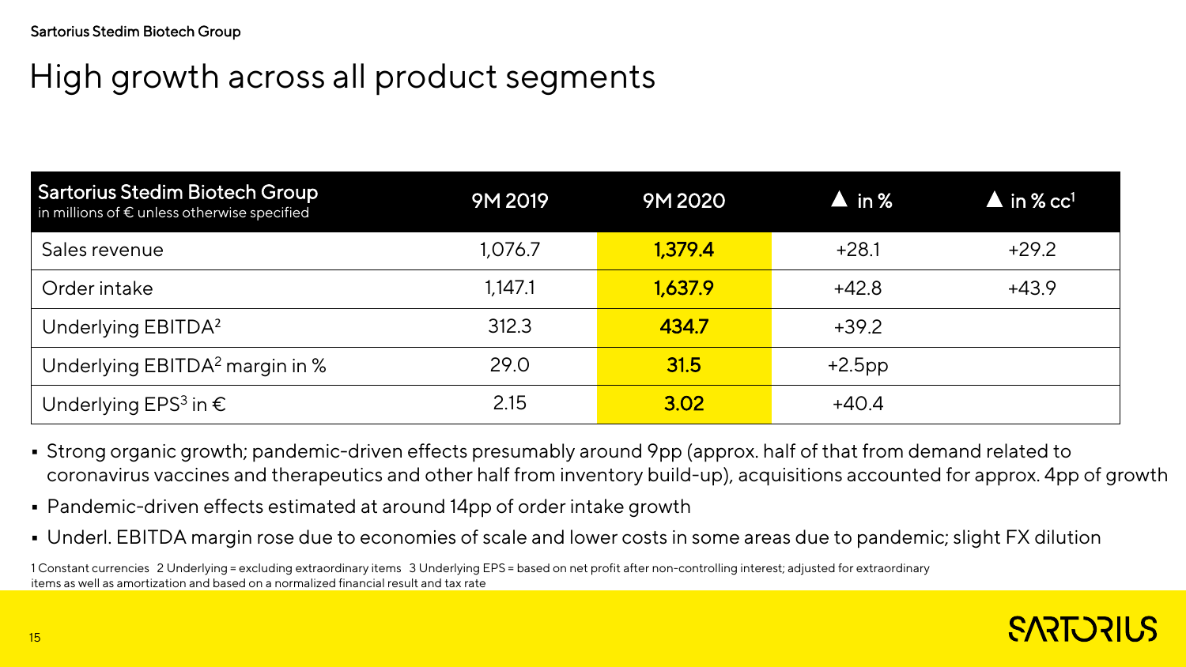# High growth across all product segments

| Sartorius Stedim Biotech Group<br>in millions of € unless otherwise specified | 9M 2019 | 9M 2020 | ▲ in % | ▲ in % cc[1] |
|---|---|---|---|---|
| Sales revenue | 1,076.7 | **1,379.4** | +28.1 | +29.2 |
| Order intake | 1,147.1 | **1,637.9** | +42.8 | +43.9 |
| Underlying EBITDA[2] | 312.3 | **434.7** | +39.2 | |
| Underlying EBITDA[2] margin in % | 29.0 | **31.5** | +2.5pp | |
| Underlying EPS[3] in € | 2.15 | **3.02** | +40.4 | |

- Strong organic growth; pandemic-driven effects presumably around 9pp (approx. half of that from demand related to coronavirus vaccines and therapeutics and other half from inventory build-up), acquisitions accounted for approx. 4pp of growth
- Pandemic-driven effects estimated at around 14pp of order intake growth
- Underl. EBITDA margin rose due to economies of scale and lower costs in some areas due to pandemic; slight FX dilution

1 Constant currencies 2 Underlying = excluding extraordinary items 3 Underlying EPS = based on net profit after non-controlling interest; adjusted for extraordinary items as well as amortization and based on a normalized financial result and tax rate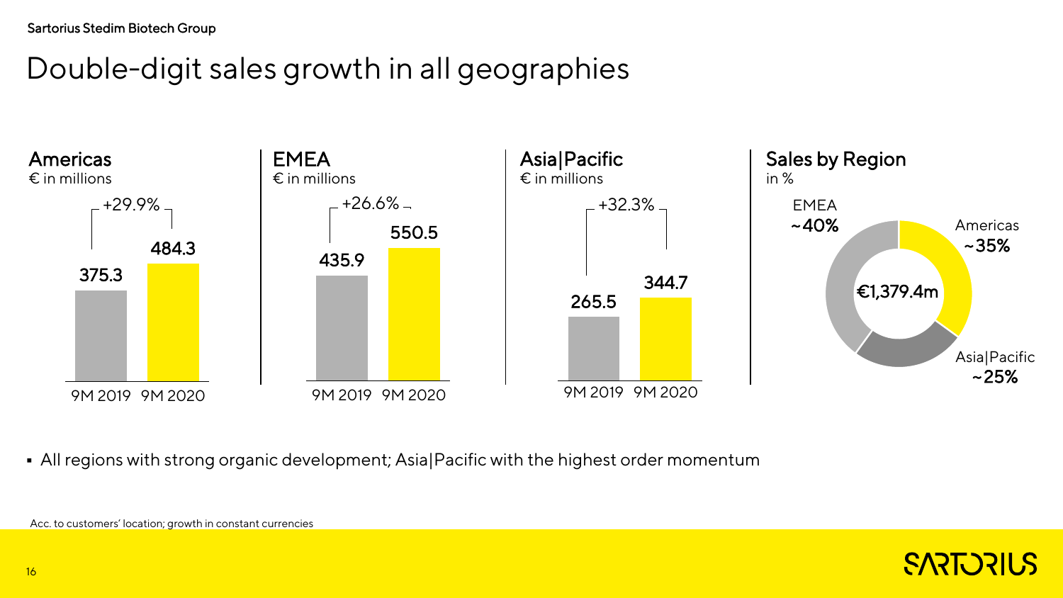Sartorius Stedim Biotech Group

# Double-digit sales growth in all geographies

## Americas
€ in millions

| | 9M 2019 | 9M 2020 |
|---|---|---|
| Sales | 375.3 | 484.3 |
| Growth | | +29.9% |

## EMEA
€ in millions

| | 9M 2019 | 9M 2020 |
|---|---|---|
| Sales | 435.9 | 550.5 |
| Growth | | +26.6% |

## Asia|Pacific
€ in millions

| | 9M 2019 | 9M 2020 |
|---|---|---|
| Sales | 265.5 | 344.7 |
| Growth | | +32.3% |

## Sales by Region
in %

€1,379.4m

| Region | Share |
|---|---|
| EMEA | ~40% |
| Americas | ~35% |
| Asia\|Pacific | ~25% |

- All regions with strong organic development; Asia|Pacific with the highest order momentum

Acc. to customers' location; growth in constant currencies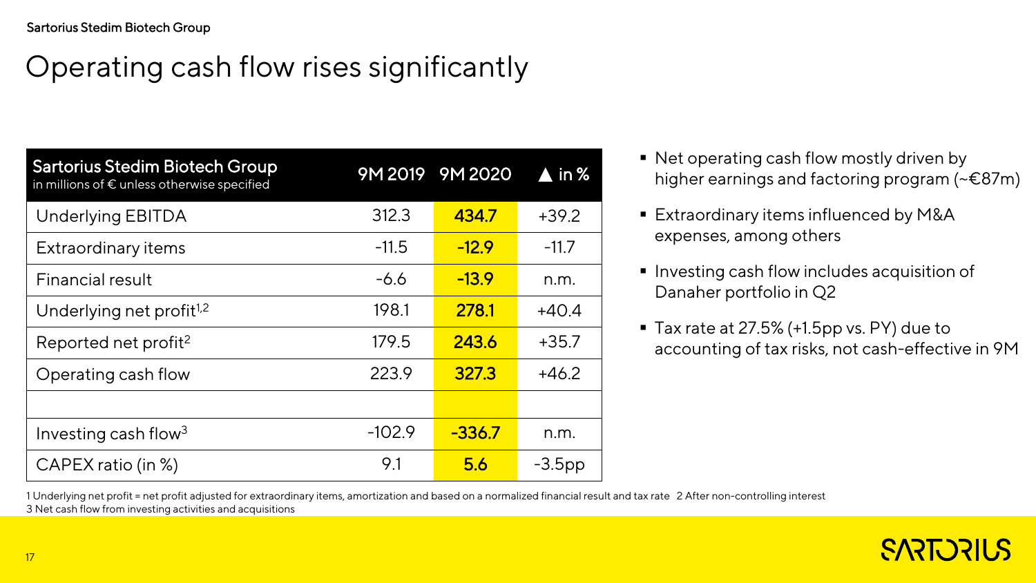# Operating cash flow rises significantly

| Sartorius Stedim Biotech Group<br>in millions of € unless otherwise specified | 9M 2019 | 9M 2020 | ▲ in % |
|---|---|---|---|
| Underlying EBITDA | 312.3 | **434.7** | +39.2 |
| Extraordinary items | -11.5 | **-12.9** | -11.7 |
| Financial result | -6.6 | **-13.9** | n.m. |
| Underlying net profit[1,2] | 198.1 | **278.1** | +40.4 |
| Reported net profit[2] | 179.5 | **243.6** | +35.7 |
| Operating cash flow | 223.9 | **327.3** | +46.2 |
| | | | |
| Investing cash flow[3] | -102.9 | **-336.7** | n.m. |
| CAPEX ratio (in %) | 9.1 | **5.6** | -3.5pp |

- Net operating cash flow mostly driven by higher earnings and factoring program (~€87m)
- Extraordinary items influenced by M&A expenses, among others
- Investing cash flow includes acquisition of Danaher portfolio in Q2
- Tax rate at 27.5% (+1.5pp vs. PY) due to accounting of tax risks, not cash-effective in 9M

1 Underlying net profit = net profit adjusted for extraordinary items, amortization and based on a normalized financial result and tax rate 2 After non-controlling interest
3 Net cash flow from investing activities and acquisitions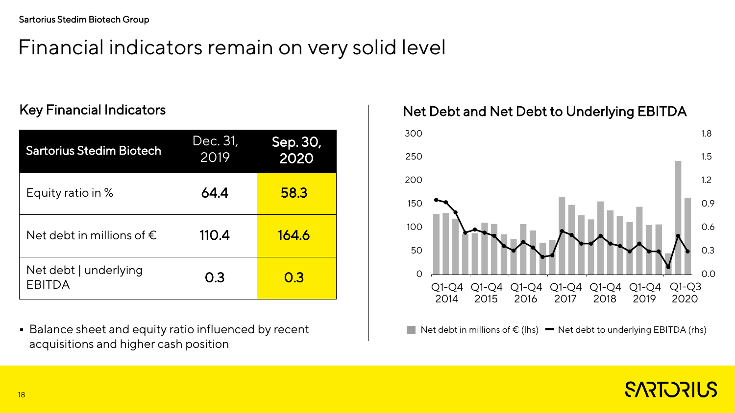Sartorius Stedim Biotech Group

# Financial indicators remain on very solid level

## Key Financial Indicators

| Sartorius Stedim Biotech | Dec. 31, 2019 | Sep. 30, 2020 |
|---|---|---|
| Equity ratio in % | 64.4 | 58.3 |
| Net debt in millions of € | 110.4 | 164.6 |
| Net debt \| underlying EBITDA | 0.3 | 0.3 |

- Balance sheet and equity ratio influenced by recent acquisitions and higher cash position

## Net Debt and Net Debt to Underlying EBITDA

Left axis: 0, 50, 100, 150, 200, 250, 300
Right axis: 0.0, 0.3, 0.6, 0.9, 1.2, 1.5, 1.8

Q1-Q4 2014, Q1-Q4 2015, Q1-Q4 2016, Q1-Q4 2017, Q1-Q4 2018, Q1-Q4 2019, Q1-Q3 2020

Net debt in millions of € (lhs) — Net debt to underlying EBITDA (rhs)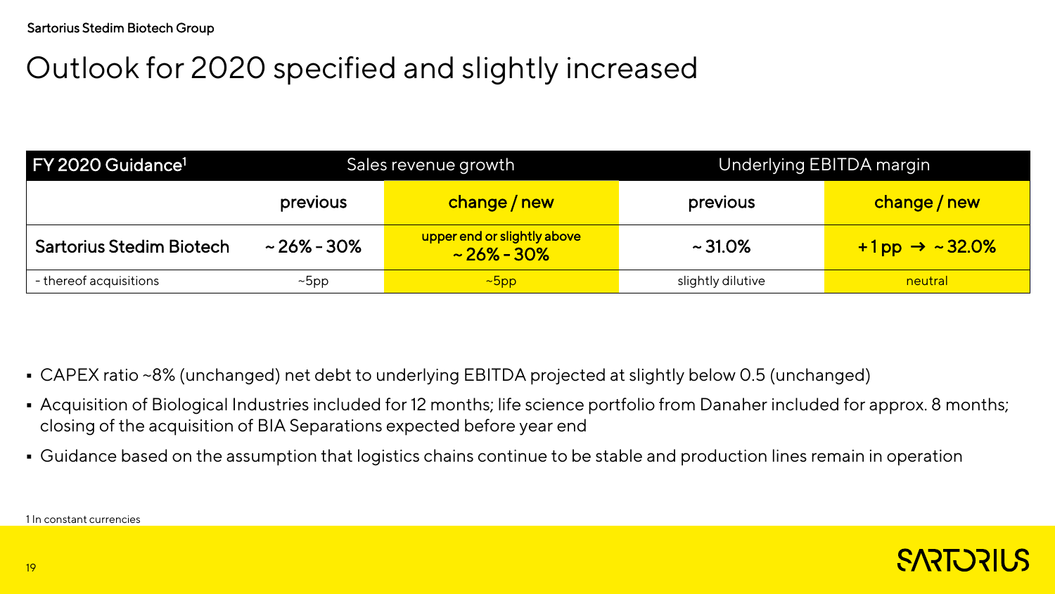# Outlook for 2020 specified and slightly increased

| FY 2020 Guidance[1] | Sales revenue growth | | Underlying EBITDA margin | |
|---|---|---|---|---|
| | previous | change / new | previous | change / new |
| Sartorius Stedim Biotech | ~ 26% - 30% | upper end or slightly above ~ 26% - 30% | ~ 31.0% | + 1 pp → ~ 32.0% |
| - thereof acquisitions | ~5pp | ~5pp | slightly dilutive | neutral |

- CAPEX ratio ~8% (unchanged) net debt to underlying EBITDA projected at slightly below 0.5 (unchanged)
- Acquisition of Biological Industries included for 12 months; life science portfolio from Danaher included for approx. 8 months; closing of the acquisition of BIA Separations expected before year end
- Guidance based on the assumption that logistics chains continue to be stable and production lines remain in operation

1 In constant currencies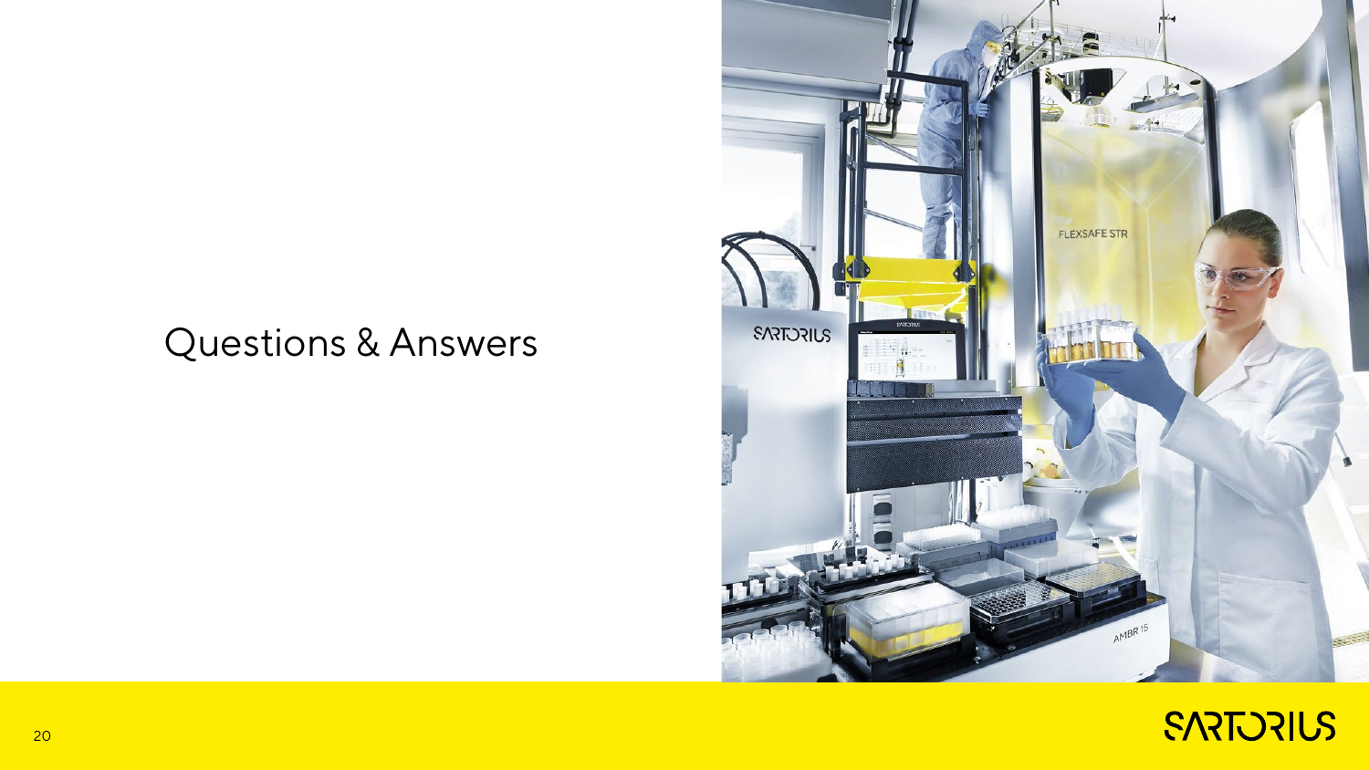# Questions & Answers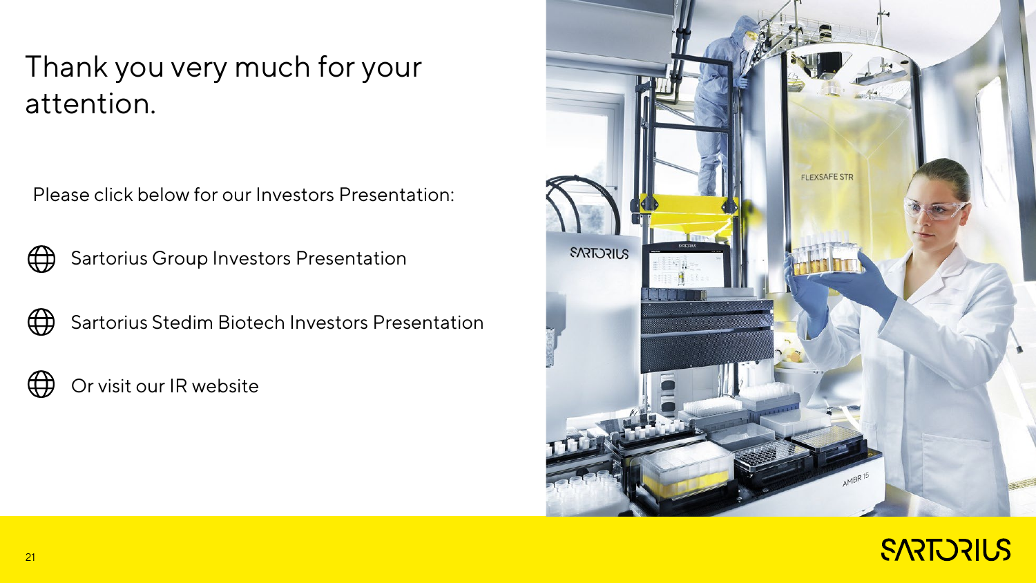# Thank you very much for your attention.

Please click below for our Investors Presentation:

- Sartorius Group Investors Presentation
- Sartorius Stedim Biotech Investors Presentation
- Or visit our IR website